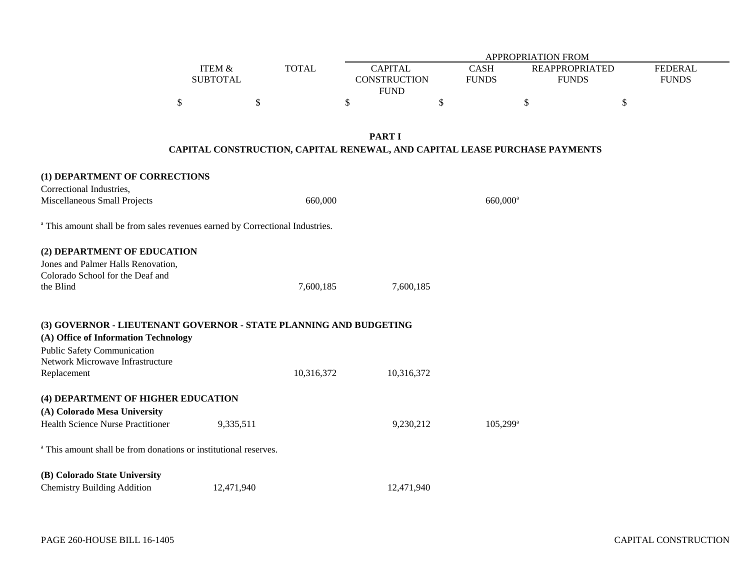| | ITEM & SUBTOTAL | TOTAL | APPROPRIATION FROM CAPITAL CONSTRUCTION FUND | CASH FUNDS | REAPPROPRIATED FUNDS | FEDERAL FUNDS |
|---|---|---|---|---|---|---|
| | $ | $ | $ | $ | $ | $ |

## PART I
## CAPITAL CONSTRUCTION, CAPITAL RENEWAL, AND CAPITAL LEASE PURCHASE PAYMENTS

| | ITEM & SUBTOTAL | TOTAL | CAPITAL CONSTRUCTION FUND | CASH FUNDS | REAPPROPRIATED FUNDS | FEDERAL FUNDS |
|---|---|---|---|---|---|---|
| **(1) DEPARTMENT OF CORRECTIONS** | | | | | | |
| Correctional Industries, Miscellaneous Small Projects | | 660,000 | | 660,000[a] | | |

[a] This amount shall be from sales revenues earned by Correctional Industries.

| | ITEM & SUBTOTAL | TOTAL | CAPITAL CONSTRUCTION FUND | CASH FUNDS | REAPPROPRIATED FUNDS | FEDERAL FUNDS |
|---|---|---|---|---|---|---|
| **(2) DEPARTMENT OF EDUCATION** | | | | | | |
| Jones and Palmer Halls Renovation, Colorado School for the Deaf and the Blind | | 7,600,185 | 7,600,185 | | | |
| **(3) GOVERNOR - LIEUTENANT GOVERNOR - STATE PLANNING AND BUDGETING** | | | | | | |
| **(A) Office of Information Technology** | | | | | | |
| Public Safety Communication Network Microwave Infrastructure Replacement | | 10,316,372 | 10,316,372 | | | |
| **(4) DEPARTMENT OF HIGHER EDUCATION** | | | | | | |
| **(A) Colorado Mesa University** | | | | | | |
| Health Science Nurse Practitioner | 9,335,511 | | 9,230,212 | 105,299[a] | | |

[a] This amount shall be from donations or institutional reserves.

| | ITEM & SUBTOTAL | TOTAL | CAPITAL CONSTRUCTION FUND | CASH FUNDS | REAPPROPRIATED FUNDS | FEDERAL FUNDS |
|---|---|---|---|---|---|---|
| **(B) Colorado State University** | | | | | | |
| Chemistry Building Addition | 12,471,940 | | 12,471,940 | | | |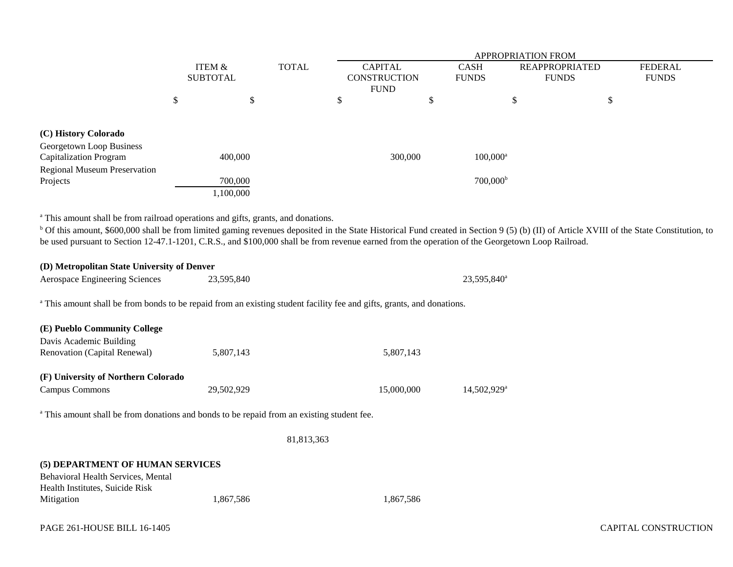| | ITEM & SUBTOTAL | TOTAL | APPROPRIATION FROM CAPITAL CONSTRUCTION FUND | CASH FUNDS | REAPPROPRIATED FUNDS | FEDERAL FUNDS |
|---|---|---|---|---|---|---|
| | $ | $ | $ | $ | $ | $ |
| **(C) History Colorado** | | | | | | |
| Georgetown Loop Business Capitalization Program | 400,000 | | 300,000 | 100,000[a] | | |
| Regional Museum Preservation Projects | 700,000 | | | 700,000[b] | | |
| | 1,100,000 | | | | | |

[a] This amount shall be from railroad operations and gifts, grants, and donations.

[b] Of this amount, $600,000 shall be from limited gaming revenues deposited in the State Historical Fund created in Section 9 (5) (b) (II) of Article XVIII of the State Constitution, to be used pursuant to Section 12-47.1-1201, C.R.S., and $100,000 shall be from revenue earned from the operation of the Georgetown Loop Railroad.

| | ITEM & SUBTOTAL | TOTAL | CAPITAL CONSTRUCTION FUND | CASH FUNDS | REAPPROPRIATED FUNDS | FEDERAL FUNDS |
|---|---|---|---|---|---|---|
| **(D) Metropolitan State University of Denver** | | | | | | |
| Aerospace Engineering Sciences | 23,595,840 | | | 23,595,840[a] | | |

[a] This amount shall be from bonds to be repaid from an existing student facility fee and gifts, grants, and donations.

| | ITEM & SUBTOTAL | TOTAL | CAPITAL CONSTRUCTION FUND | CASH FUNDS | REAPPROPRIATED FUNDS | FEDERAL FUNDS |
|---|---|---|---|---|---|---|
| **(E) Pueblo Community College** | | | | | | |
| Davis Academic Building Renovation (Capital Renewal) | 5,807,143 | | 5,807,143 | | | |
| **(F) University of Northern Colorado** | | | | | | |
| Campus Commons | 29,502,929 | | 15,000,000 | 14,502,929[a] | | |

[a] This amount shall be from donations and bonds to be repaid from an existing student fee.

| | ITEM & SUBTOTAL | TOTAL | CAPITAL CONSTRUCTION FUND | CASH FUNDS | REAPPROPRIATED FUNDS | FEDERAL FUNDS |
|---|---|---|---|---|---|---|
| | | 81,813,363 | | | | |
| **(5) DEPARTMENT OF HUMAN SERVICES** | | | | | | |
| Behavioral Health Services, Mental Health Institutes, Suicide Risk Mitigation | 1,867,586 | | 1,867,586 | | | |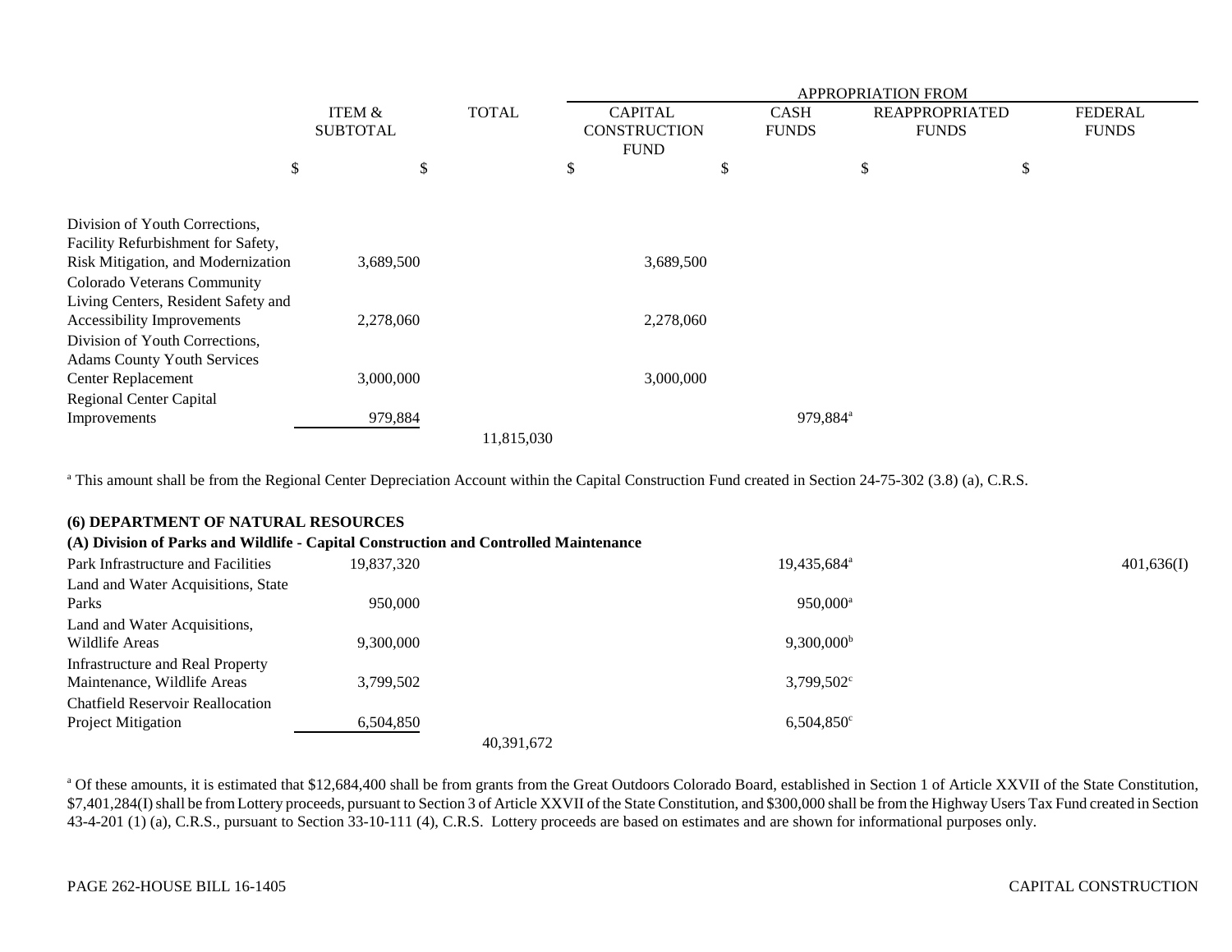| | ITEM & SUBTOTAL | TOTAL | APPROPRIATION FROM CAPITAL CONSTRUCTION FUND | CASH FUNDS | REAPPROPRIATED FUNDS | FEDERAL FUNDS |
|---|---|---|---|---|---|---|
| | $ | $ | $ | $ | $ | $ |
| Division of Youth Corrections, Facility Refurbishment for Safety, Risk Mitigation, and Modernization | 3,689,500 | | 3,689,500 | | | |
| Colorado Veterans Community Living Centers, Resident Safety and Accessibility Improvements | 2,278,060 | | 2,278,060 | | | |
| Division of Youth Corrections, Adams County Youth Services Center Replacement | 3,000,000 | | 3,000,000 | | | |
| Regional Center Capital Improvements | 979,884 | | | 979,884[a] | | |
| | | 11,815,030 | | | | |

[a] This amount shall be from the Regional Center Depreciation Account within the Capital Construction Fund created in Section 24-75-302 (3.8) (a), C.R.S.

**(6) DEPARTMENT OF NATURAL RESOURCES**

**(A) Division of Parks and Wildlife - Capital Construction and Controlled Maintenance**

| | ITEM & SUBTOTAL | TOTAL | CAPITAL CONSTRUCTION FUND | CASH FUNDS | REAPPROPRIATED FUNDS | FEDERAL FUNDS |
|---|---|---|---|---|---|---|
| Park Infrastructure and Facilities | 19,837,320 | | | 19,435,684[a] | | 401,636(I) |
| Land and Water Acquisitions, State Parks | 950,000 | | | 950,000[a] | | |
| Land and Water Acquisitions, Wildlife Areas | 9,300,000 | | | 9,300,000[b] | | |
| Infrastructure and Real Property Maintenance, Wildlife Areas | 3,799,502 | | | 3,799,502[c] | | |
| Chatfield Reservoir Reallocation Project Mitigation | 6,504,850 | | | 6,504,850[c] | | |
| | | 40,391,672 | | | | |

[a] Of these amounts, it is estimated that $12,684,400 shall be from grants from the Great Outdoors Colorado Board, established in Section 1 of Article XXVII of the State Constitution, $7,401,284(I) shall be from Lottery proceeds, pursuant to Section 3 of Article XXVII of the State Constitution, and $300,000 shall be from the Highway Users Tax Fund created in Section 43-4-201 (1) (a), C.R.S., pursuant to Section 33-10-111 (4), C.R.S. Lottery proceeds are based on estimates and are shown for informational purposes only.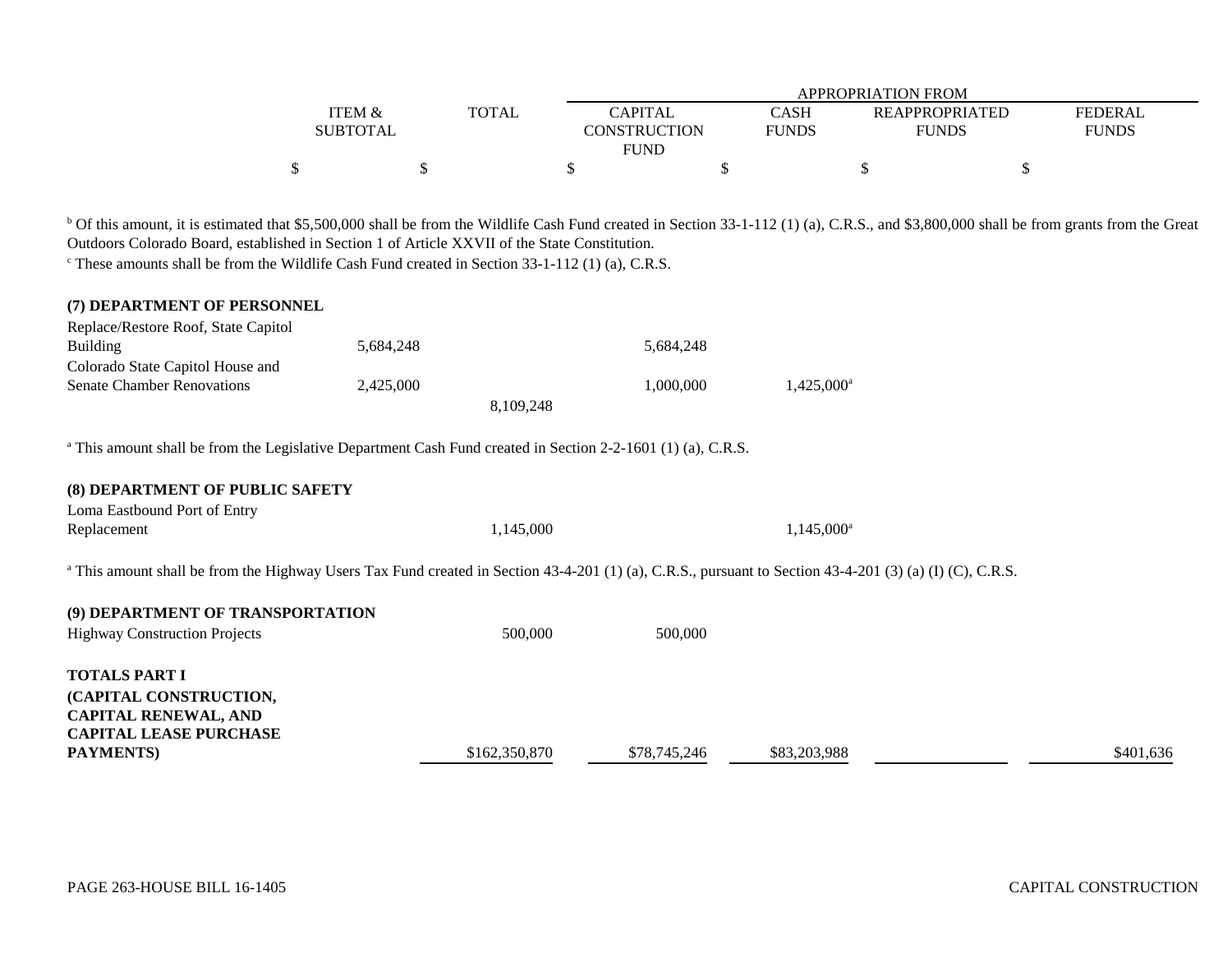| | ITEM & SUBTOTAL | TOTAL | APPROPRIATION FROM CAPITAL CONSTRUCTION FUND | CASH FUNDS | REAPPROPRIATED FUNDS | FEDERAL FUNDS |
|---|---|---|---|---|---|---|
| | $ | $ | $ | $ | $ | $ |

[b] Of this amount, it is estimated that $5,500,000 shall be from the Wildlife Cash Fund created in Section 33-1-112 (1) (a), C.R.S., and $3,800,000 shall be from grants from the Great Outdoors Colorado Board, established in Section 1 of Article XXVII of the State Constitution.
[c] These amounts shall be from the Wildlife Cash Fund created in Section 33-1-112 (1) (a), C.R.S.

| | ITEM & SUBTOTAL | TOTAL | CAPITAL CONSTRUCTION FUND | CASH FUNDS | REAPPROPRIATED FUNDS | FEDERAL FUNDS |
|---|---|---|---|---|---|---|
| **(7) DEPARTMENT OF PERSONNEL** | | | | | | |
| Replace/Restore Roof, State Capitol Building | 5,684,248 | | 5,684,248 | | | |
| Colorado State Capitol House and Senate Chamber Renovations | 2,425,000 | | 1,000,000 | 1,425,000[a] | | |
| | | 8,109,248 | | | | |

[a] This amount shall be from the Legislative Department Cash Fund created in Section 2-2-1601 (1) (a), C.R.S.

| | ITEM & SUBTOTAL | TOTAL | CAPITAL CONSTRUCTION FUND | CASH FUNDS | REAPPROPRIATED FUNDS | FEDERAL FUNDS |
|---|---|---|---|---|---|---|
| **(8) DEPARTMENT OF PUBLIC SAFETY** | | | | | | |
| Loma Eastbound Port of Entry Replacement | | 1,145,000 | | 1,145,000[a] | | |

[a] This amount shall be from the Highway Users Tax Fund created in Section 43-4-201 (1) (a), C.R.S., pursuant to Section 43-4-201 (3) (a) (I) (C), C.R.S.

| | ITEM & SUBTOTAL | TOTAL | CAPITAL CONSTRUCTION FUND | CASH FUNDS | REAPPROPRIATED FUNDS | FEDERAL FUNDS |
|---|---|---|---|---|---|---|
| **(9) DEPARTMENT OF TRANSPORTATION** | | | | | | |
| Highway Construction Projects | | 500,000 | 500,000 | | | |
| **TOTALS PART I (CAPITAL CONSTRUCTION, CAPITAL RENEWAL, AND CAPITAL LEASE PURCHASE PAYMENTS)** | | $162,350,870 | $78,745,246 | $83,203,988 | | $401,636 |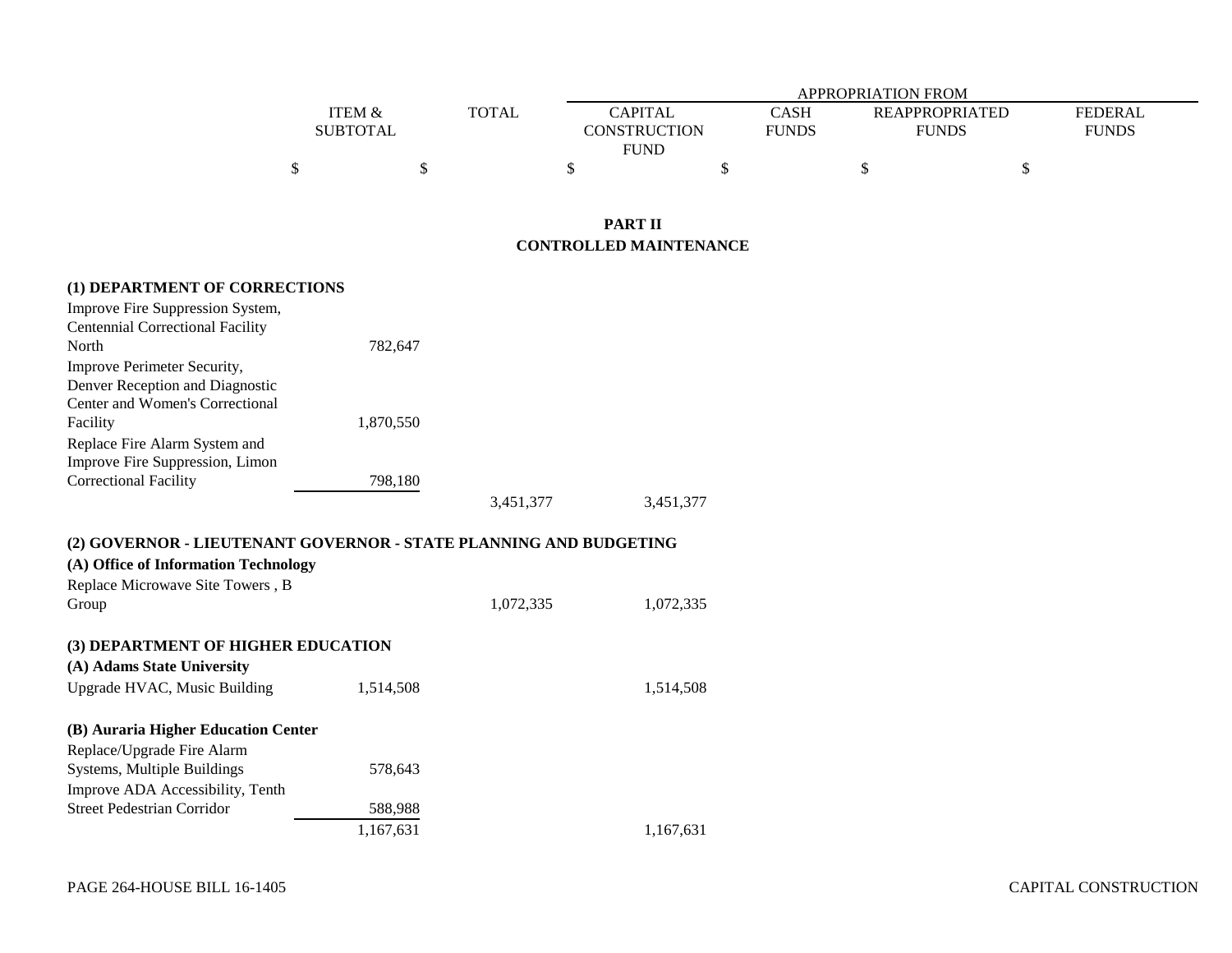| | ITEM & SUBTOTAL | TOTAL | APPROPRIATION FROM CAPITAL CONSTRUCTION FUND | CASH FUNDS | REAPPROPRIATED FUNDS | FEDERAL FUNDS |
|---|---|---|---|---|---|---|
| | $ | $ | $ | $ | $ | $ |

## PART II
## CONTROLLED MAINTENANCE

| | ITEM & SUBTOTAL | TOTAL | CAPITAL CONSTRUCTION FUND | CASH FUNDS | REAPPROPRIATED FUNDS | FEDERAL FUNDS |
|---|---|---|---|---|---|---|
| **(1) DEPARTMENT OF CORRECTIONS** | | | | | | |
| Improve Fire Suppression System, Centennial Correctional Facility North | 782,647 | | | | | |
| Improve Perimeter Security, Denver Reception and Diagnostic Center and Women's Correctional Facility | 1,870,550 | | | | | |
| Replace Fire Alarm System and Improve Fire Suppression, Limon Correctional Facility | 798,180 | | | | | |
| | | 3,451,377 | 3,451,377 | | | |
| **(2) GOVERNOR - LIEUTENANT GOVERNOR - STATE PLANNING AND BUDGETING** | | | | | | |
| **(A) Office of Information Technology** | | | | | | |
| Replace Microwave Site Towers , B Group | | 1,072,335 | 1,072,335 | | | |
| **(3) DEPARTMENT OF HIGHER EDUCATION** | | | | | | |
| **(A) Adams State University** | | | | | | |
| Upgrade HVAC, Music Building | 1,514,508 | | 1,514,508 | | | |
| **(B) Auraria Higher Education Center** | | | | | | |
| Replace/Upgrade Fire Alarm Systems, Multiple Buildings | 578,643 | | | | | |
| Improve ADA Accessibility, Tenth Street Pedestrian Corridor | 588,988 | | | | | |
| | 1,167,631 | | 1,167,631 | | | |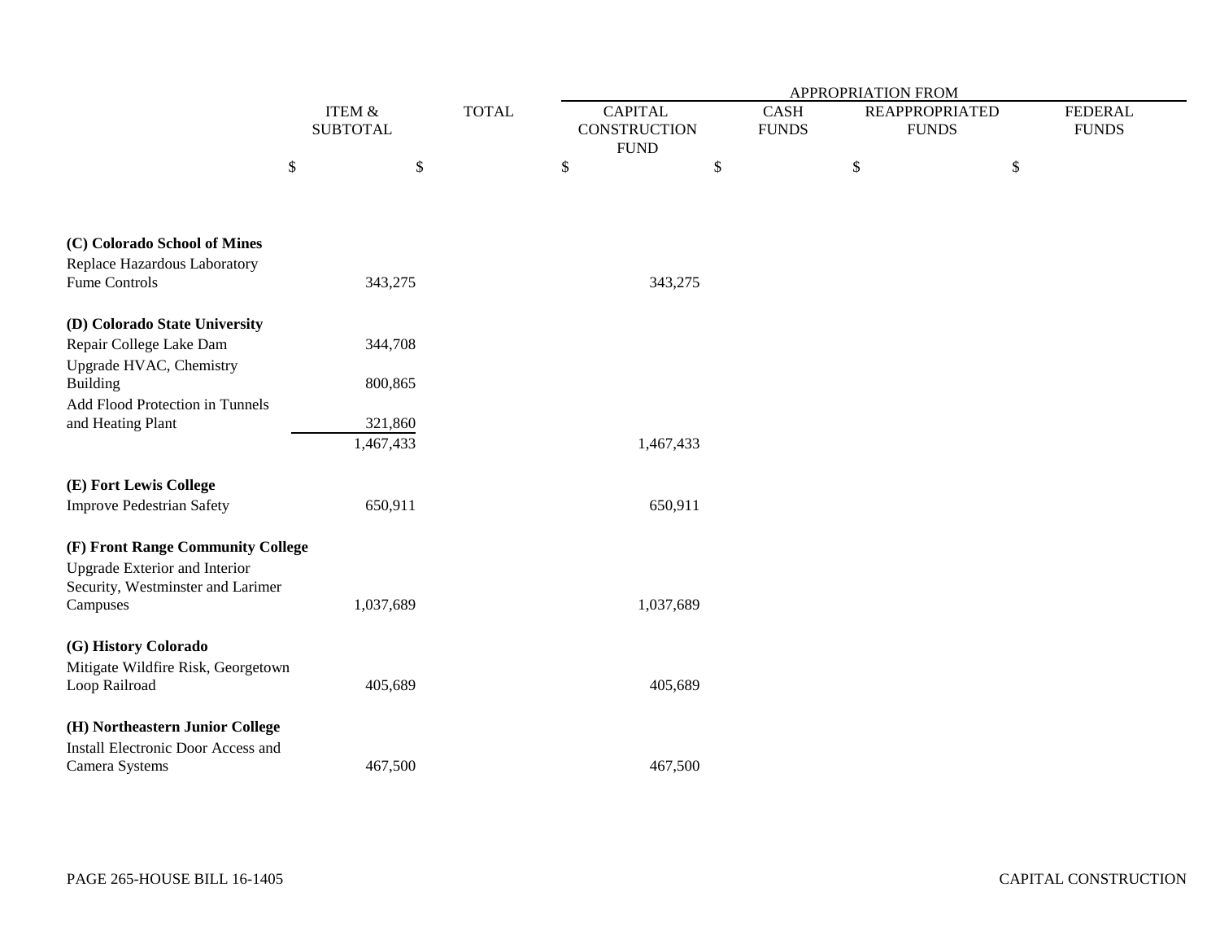| | ITEM & SUBTOTAL | TOTAL | APPROPRIATION FROM | | | |
|---|---|---|---|---|---|---|
| | | | CAPITAL CONSTRUCTION FUND | CASH FUNDS | REAPPROPRIATED FUNDS | FEDERAL FUNDS |
| | $ | $ | $ | $ | $ | $ |
| **(C) Colorado School of Mines** | | | | | | |
| Replace Hazardous Laboratory Fume Controls | 343,275 | | 343,275 | | | |
| **(D) Colorado State University** | | | | | | |
| Repair College Lake Dam | 344,708 | | | | | |
| Upgrade HVAC, Chemistry Building | 800,865 | | | | | |
| Add Flood Protection in Tunnels and Heating Plant | 321,860 | | | | | |
| | 1,467,433 | | 1,467,433 | | | |
| **(E) Fort Lewis College** | | | | | | |
| Improve Pedestrian Safety | 650,911 | | 650,911 | | | |
| **(F) Front Range Community College** | | | | | | |
| Upgrade Exterior and Interior Security, Westminster and Larimer Campuses | 1,037,689 | | 1,037,689 | | | |
| **(G) History Colorado** | | | | | | |
| Mitigate Wildfire Risk, Georgetown Loop Railroad | 405,689 | | 405,689 | | | |
| **(H) Northeastern Junior College** | | | | | | |
| Install Electronic Door Access and Camera Systems | 467,500 | | 467,500 | | | |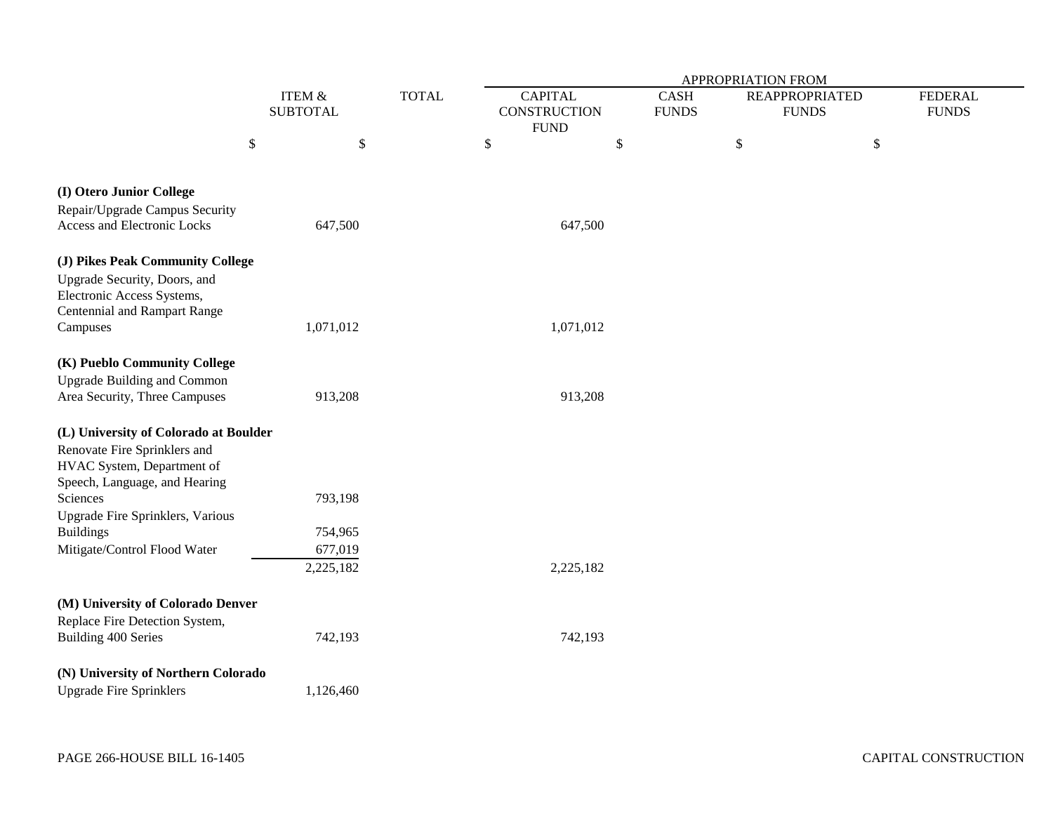| | ITEM & SUBTOTAL | TOTAL | APPROPRIATION FROM CAPITAL CONSTRUCTION FUND | CASH FUNDS | REAPPROPRIATED FUNDS | FEDERAL FUNDS |
|---|---|---|---|---|---|---|
| | $ | $ | $ | $ | $ | $ |
| **(I) Otero Junior College** | | | | | | |
| Repair/Upgrade Campus Security Access and Electronic Locks | 647,500 | | 647,500 | | | |
| **(J) Pikes Peak Community College** | | | | | | |
| Upgrade Security, Doors, and Electronic Access Systems, Centennial and Rampart Range Campuses | 1,071,012 | | 1,071,012 | | | |
| **(K) Pueblo Community College** | | | | | | |
| Upgrade Building and Common Area Security, Three Campuses | 913,208 | | 913,208 | | | |
| **(L) University of Colorado at Boulder** | | | | | | |
| Renovate Fire Sprinklers and HVAC System, Department of Speech, Language, and Hearing Sciences | 793,198 | | | | | |
| Upgrade Fire Sprinklers, Various Buildings | 754,965 | | | | | |
| Mitigate/Control Flood Water | 677,019 | | | | | |
| | 2,225,182 | | 2,225,182 | | | |
| **(M) University of Colorado Denver** | | | | | | |
| Replace Fire Detection System, Building 400 Series | 742,193 | | 742,193 | | | |
| **(N) University of Northern Colorado** | | | | | | |
| Upgrade Fire Sprinklers | 1,126,460 | | | | | |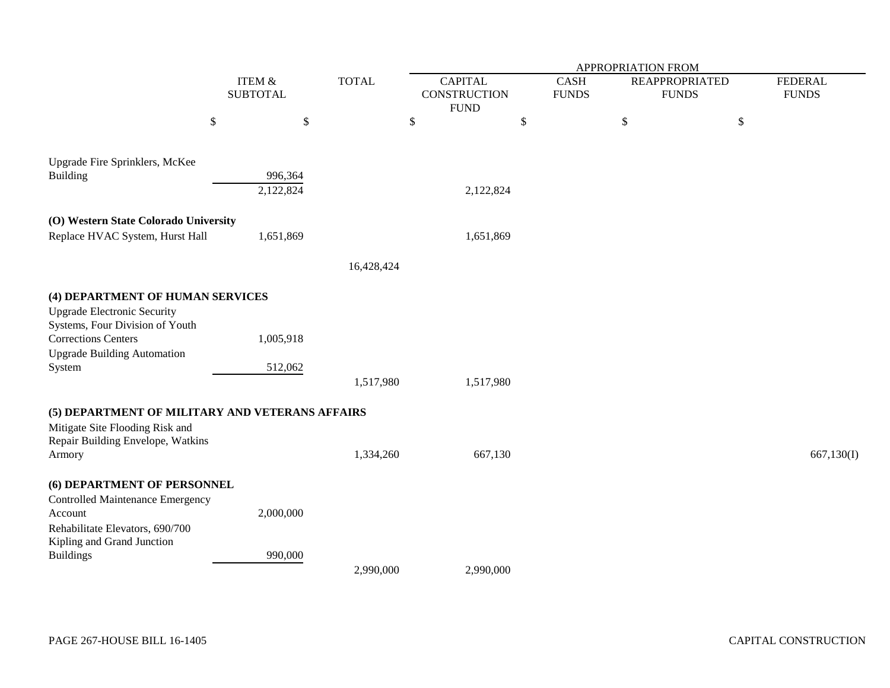| | ITEM & SUBTOTAL | TOTAL | APPROPRIATION FROM | | | |
|---|---|---|---|---|---|---|
| | | | CAPITAL CONSTRUCTION FUND | CASH FUNDS | REAPPROPRIATED FUNDS | FEDERAL FUNDS |
| | $ | $ | $ | $ | $ | $ |
| Upgrade Fire Sprinklers, McKee Building | 996,364 | | | | | |
| | 2,122,824 | | 2,122,824 | | | |
| **(O) Western State Colorado University** | | | | | | |
| Replace HVAC System, Hurst Hall | 1,651,869 | | 1,651,869 | | | |
| | | 16,428,424 | | | | |
| **(4) DEPARTMENT OF HUMAN SERVICES** | | | | | | |
| Upgrade Electronic Security Systems, Four Division of Youth Corrections Centers | 1,005,918 | | | | | |
| Upgrade Building Automation System | 512,062 | | | | | |
| | | 1,517,980 | 1,517,980 | | | |
| **(5) DEPARTMENT OF MILITARY AND VETERANS AFFAIRS** | | | | | | |
| Mitigate Site Flooding Risk and Repair Building Envelope, Watkins Armory | | 1,334,260 | 667,130 | | | 667,130(I) |
| **(6) DEPARTMENT OF PERSONNEL** | | | | | | |
| Controlled Maintenance Emergency Account | 2,000,000 | | | | | |
| Rehabilitate Elevators, 690/700 Kipling and Grand Junction Buildings | 990,000 | | | | | |
| | | 2,990,000 | 2,990,000 | | | |

PAGE 267-HOUSE BILL 16-1405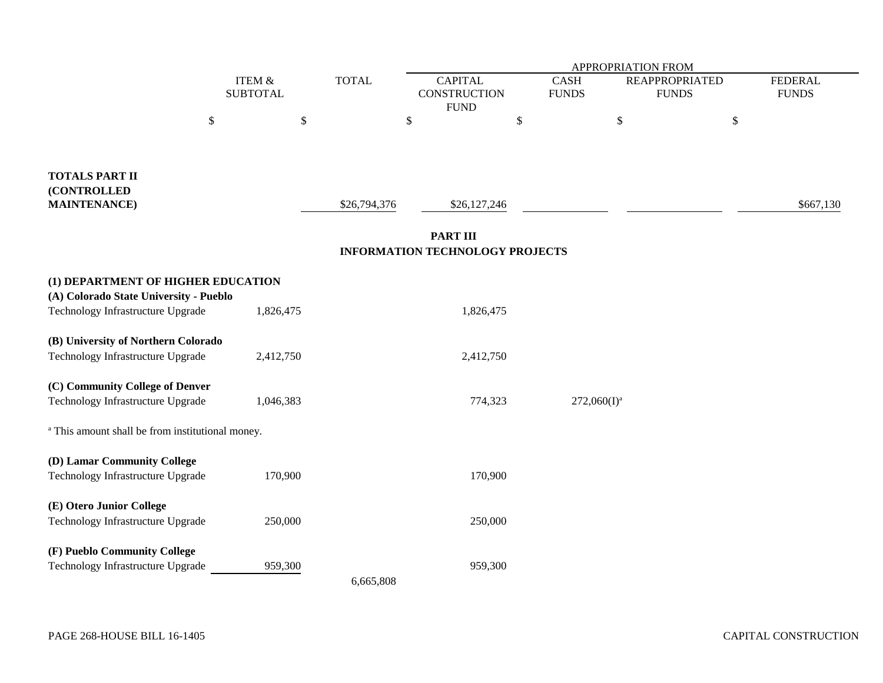| | ITEM & SUBTOTAL | TOTAL | APPROPRIATION FROM | | | |
|---|---|---|---|---|---|---|
| | | | CAPITAL CONSTRUCTION FUND | CASH FUNDS | REAPPROPRIATED FUNDS | FEDERAL FUNDS |
| | $ | $ | $ | $ | $ | $ |
| **TOTALS PART II (CONTROLLED MAINTENANCE)** | | $26,794,376 | $26,127,246 | | | $667,130 |

## PART III
## INFORMATION TECHNOLOGY PROJECTS

| | ITEM & SUBTOTAL | TOTAL | CAPITAL CONSTRUCTION FUND | CASH FUNDS | REAPPROPRIATED FUNDS | FEDERAL FUNDS |
|---|---|---|---|---|---|---|
| **(1) DEPARTMENT OF HIGHER EDUCATION** | | | | | | |
| **(A) Colorado State University - Pueblo** | | | | | | |
| Technology Infrastructure Upgrade | 1,826,475 | | 1,826,475 | | | |
| **(B) University of Northern Colorado** | | | | | | |
| Technology Infrastructure Upgrade | 2,412,750 | | 2,412,750 | | | |
| **(C) Community College of Denver** | | | | | | |
| Technology Infrastructure Upgrade | 1,046,383 | | 774,323 | 272,060(I)[a] | | |

[a] This amount shall be from institutional money.

| | ITEM & SUBTOTAL | TOTAL | CAPITAL CONSTRUCTION FUND | CASH FUNDS | REAPPROPRIATED FUNDS | FEDERAL FUNDS |
|---|---|---|---|---|---|---|
| **(D) Lamar Community College** | | | | | | |
| Technology Infrastructure Upgrade | 170,900 | | 170,900 | | | |
| **(E) Otero Junior College** | | | | | | |
| Technology Infrastructure Upgrade | 250,000 | | 250,000 | | | |
| **(F) Pueblo Community College** | | | | | | |
| Technology Infrastructure Upgrade | 959,300 | | 959,300 | | | |
| | | 6,665,808 | | | | |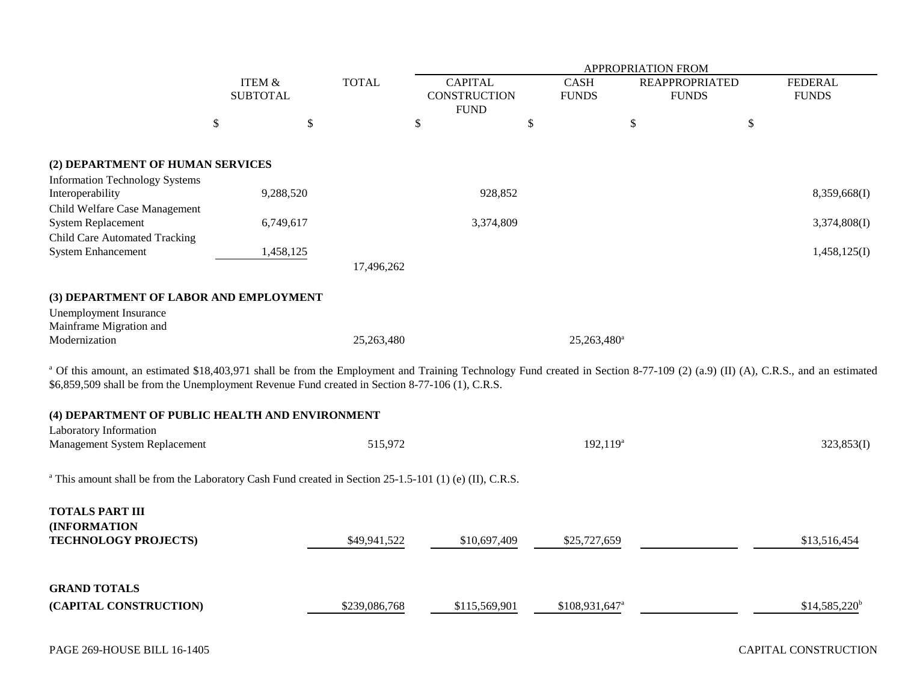| | ITEM & SUBTOTAL | TOTAL | APPROPRIATION FROM CAPITAL CONSTRUCTION FUND | CASH FUNDS | REAPPROPRIATED FUNDS | FEDERAL FUNDS |
|---|---|---|---|---|---|---|
| | $ | $ | $ | $ | $ | $ |
| **(2) DEPARTMENT OF HUMAN SERVICES** | | | | | | |
| Information Technology Systems Interoperability | 9,288,520 | | 928,852 | | | 8,359,668(I) |
| Child Welfare Case Management System Replacement | 6,749,617 | | 3,374,809 | | | 3,374,808(I) |
| Child Care Automated Tracking System Enhancement | 1,458,125 | | | | | 1,458,125(I) |
| | | 17,496,262 | | | | |
| **(3) DEPARTMENT OF LABOR AND EMPLOYMENT** | | | | | | |
| Unemployment Insurance Mainframe Migration and Modernization | | 25,263,480 | | 25,263,480[a] | | |

[a] Of this amount, an estimated $18,403,971 shall be from the Employment and Training Technology Fund created in Section 8-77-109 (2) (a.9) (II) (A), C.R.S., and an estimated $6,859,509 shall be from the Unemployment Revenue Fund created in Section 8-77-106 (1), C.R.S.

| | ITEM & SUBTOTAL | TOTAL | CAPITAL CONSTRUCTION FUND | CASH FUNDS | REAPPROPRIATED FUNDS | FEDERAL FUNDS |
|---|---|---|---|---|---|---|
| **(4) DEPARTMENT OF PUBLIC HEALTH AND ENVIRONMENT** | | | | | | |
| Laboratory Information Management System Replacement | | 515,972 | | 192,119[a] | | 323,853(I) |

[a] This amount shall be from the Laboratory Cash Fund created in Section 25-1.5-101 (1) (e) (II), C.R.S.

| | ITEM & SUBTOTAL | TOTAL | CAPITAL CONSTRUCTION FUND | CASH FUNDS | REAPPROPRIATED FUNDS | FEDERAL FUNDS |
|---|---|---|---|---|---|---|
| **TOTALS PART III (INFORMATION TECHNOLOGY PROJECTS)** | | $49,941,522 | $10,697,409 | $25,727,659 | | $13,516,454 |
| **GRAND TOTALS (CAPITAL CONSTRUCTION)** | | $239,086,768 | $115,569,901 | $108,931,647[a] | | $14,585,220[b] |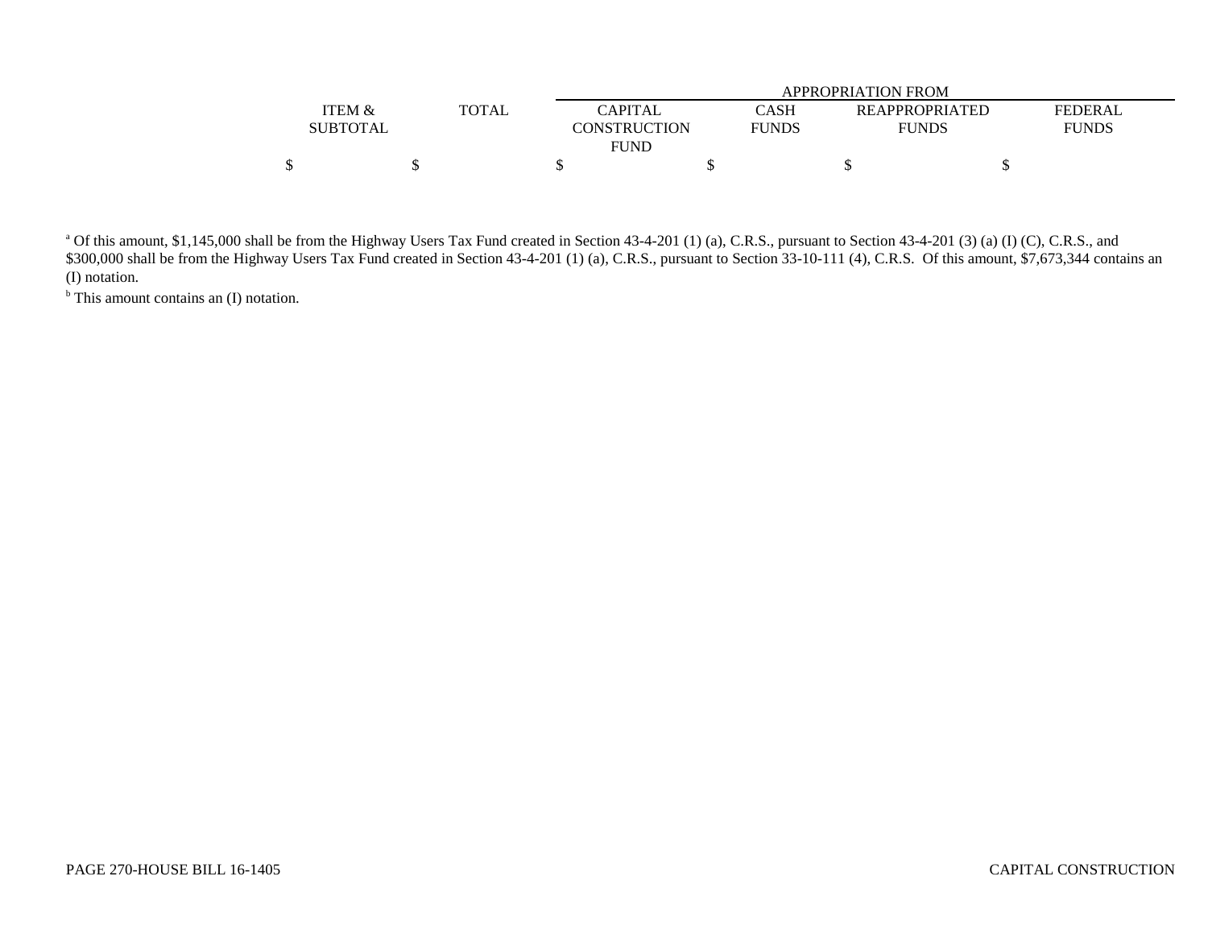| | | APPROPRIATION FROM | | | |
|---|---|---|---|---|---|
| ITEM & SUBTOTAL | TOTAL | CAPITAL CONSTRUCTION FUND | CASH FUNDS | REAPPROPRIATED FUNDS | FEDERAL FUNDS |
| $ | $ | $ | $ | $ | $ |

[a] Of this amount, $1,145,000 shall be from the Highway Users Tax Fund created in Section 43-4-201 (1) (a), C.R.S., pursuant to Section 43-4-201 (3) (a) (I) (C), C.R.S., and $300,000 shall be from the Highway Users Tax Fund created in Section 43-4-201 (1) (a), C.R.S., pursuant to Section 33-10-111 (4), C.R.S. Of this amount, $7,673,344 contains an (I) notation.

[b] This amount contains an (I) notation.